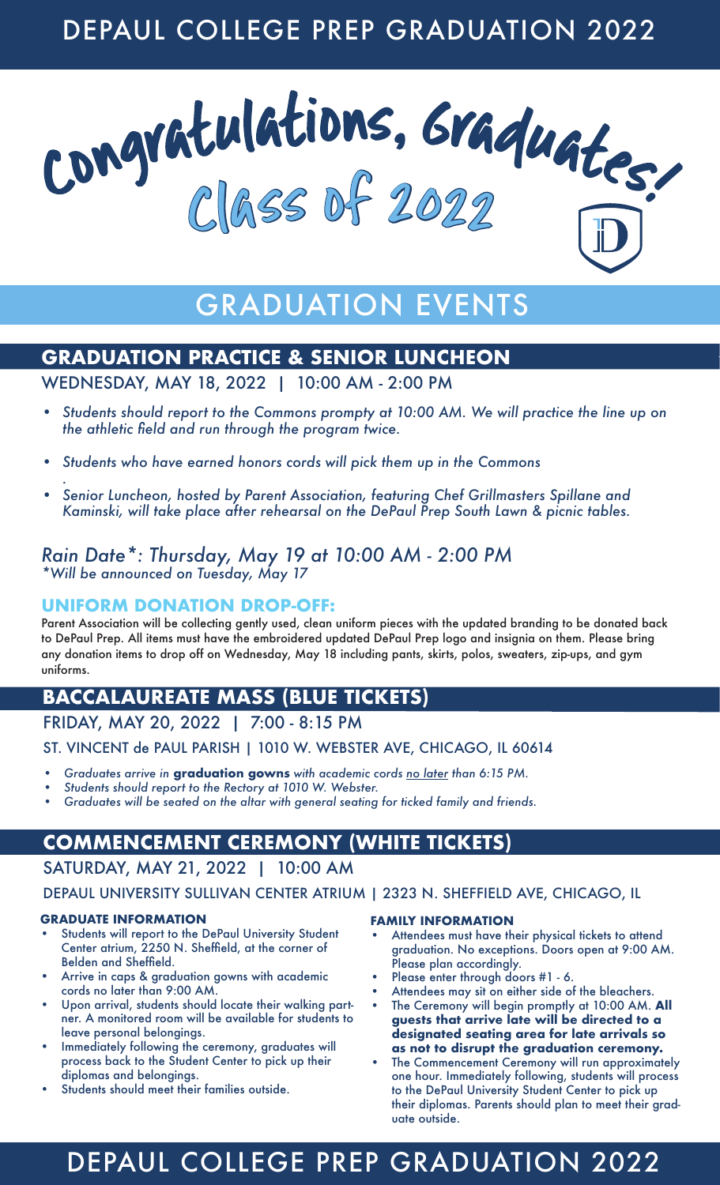# DEPAUL COLLEGE PREP GRADUATION 2022

# Congratulations, Graduates!

## Class of 2022

# GRADUATION EVENTS

## GRADUATION PRACTICE & SENIOR LUNCHEON

WEDNESDAY, MAY 18, 2022 | 10:00 AM - 2:00 PM

- *Students should report to the Commons prompty at 10:00 AM. We will practice the line up on the athletic field and run through the program twice.*
- *Students who have earned honors cords will pick them up in the Commons*
  *.*
- *Senior Luncheon, hosted by Parent Association, featuring Chef Grillmasters Spillane and Kaminski, will take place after rehearsal on the DePaul Prep South Lawn & picnic tables.*

*Rain Date*: Thursday, May 19 at 10:00 AM - 2:00 PM*
*\*Will be announced on Tuesday, May 17*

### UNIFORM DONATION DROP-OFF:

Parent Association will be collecting gently used, clean uniform pieces with the updated branding to be donated back to DePaul Prep. All items must have the embroidered updated DePaul Prep logo and insignia on them. Please bring any donation items to drop off on Wednesday, May 18 including pants, skirts, polos, sweaters, zip-ups, and gym uniforms.

## BACCALAUREATE MASS (BLUE TICKETS)

FRIDAY, MAY 20, 2022 | 7:00 - 8:15 PM

ST. VINCENT de PAUL PARISH | 1010 W. WEBSTER AVE, CHICAGO, IL 60614

- *Graduates arrive in* ***graduation gowns*** *with academic cords* *no later* *than 6:15 PM.*
- *Students should report to the Rectory at 1010 W. Webster.*
- *Graduates will be seated on the altar with general seating for ticked family and friends.*

## COMMENCEMENT CEREMONY (WHITE TICKETS)

SATURDAY, MAY 21, 2022 | 10:00 AM

DEPAUL UNIVERSITY SULLIVAN CENTER ATRIUM | 2323 N. SHEFFIELD AVE, CHICAGO, IL

### GRADUATE INFORMATION

- Students will report to the DePaul University Student Center atrium, 2250 N. Sheffield, at the corner of Belden and Sheffield.
- Arrive in caps & graduation gowns with academic cords no later than 9:00 AM.
- Upon arrival, students should locate their walking partner. A monitored room will be available for students to leave personal belongings.
- Immediately following the ceremony, graduates will process back to the Student Center to pick up their diplomas and belongings.
- Students should meet their families outside.

### FAMILY INFORMATION

- Attendees must have their physical tickets to attend graduation. No exceptions. Doors open at 9:00 AM. Please plan accordingly.
- Please enter through doors #1 - 6.
- Attendees may sit on either side of the bleachers.
- The Ceremony will begin promptly at 10:00 AM. **All guests that arrive late will be directed to a designated seating area for late arrivals so as not to disrupt the graduation ceremony.**
- The Commencement Ceremony will run approximately one hour. Immediately following, students will process to the DePaul University Student Center to pick up their diplomas. Parents should plan to meet their graduate outside.

# DEPAUL COLLEGE PREP GRADUATION 2022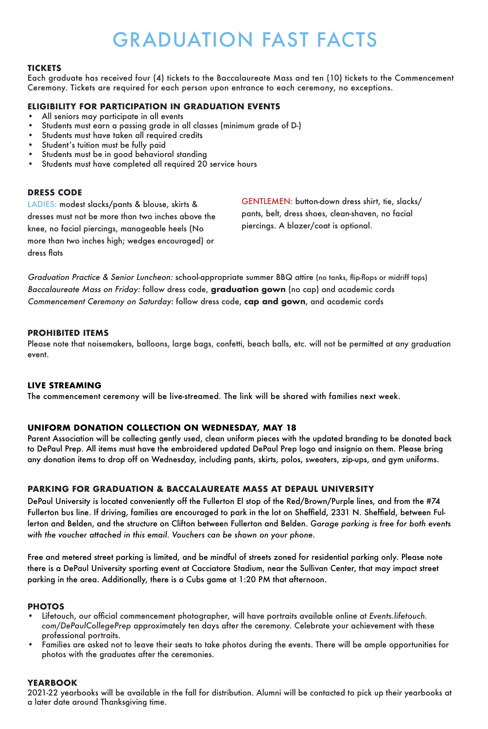# GRADUATION FAST FACTS

### TICKETS

Each graduate has received four (4) tickets to the Baccalaureate Mass and ten (10) tickets to the Commencement Ceremony. Tickets are required for each person upon entrance to each ceremony, no exceptions.

### ELIGIBILITY FOR PARTICIPATION IN GRADUATION EVENTS

- All seniors may participate in all events
- Students must earn a passing grade in all classes (minimum grade of D-)
- Students must have taken all required credits
- Student's tuition must be fully paid
- Students must be in good behavioral standing
- Students must have completed all required 20 service hours

### DRESS CODE

LADIES: modest slacks/pants & blouse, skirts & dresses must not be more than two inches above the knee, no facial piercings, manageable heels (No more than two inches high; wedges encouraged) or dress flats

GENTLEMEN: button-down dress shirt, tie, slacks/pants, belt, dress shoes, clean-shaven, no facial piercings. A blazer/coat is optional.

*Graduation Practice & Senior Luncheon:* school-appropriate summer BBQ attire (no tanks, flip-flops or midriff tops)
*Baccalaureate Mass on Friday:* follow dress code, **graduation gown** (no cap) and academic cords
*Commencement Ceremony on Saturday:* follow dress code, **cap and gown**, and academic cords

### PROHIBITED ITEMS

Please note that noisemakers, balloons, large bags, confetti, beach balls, etc. will not be permitted at any graduation event.

### LIVE STREAMING

The commencement ceremony will be live-streamed. The link will be shared with families next week.

### UNIFORM DONATION COLLECTION ON WEDNESDAY, MAY 18

Parent Association will be collecting gently used, clean uniform pieces with the updated branding to be donated back to DePaul Prep. All items must have the embroidered updated DePaul Prep logo and insignia on them. Please bring any donation items to drop off on Wednesday, including pants, skirts, polos, sweaters, zip-ups, and gym uniforms.

### PARKING FOR GRADUATION & BACCALAUREATE MASS AT DEPAUL UNIVERSITY

DePaul University is located conveniently off the Fullerton El stop of the Red/Brown/Purple lines, and from the #74 Fullerton bus line. If driving, families are encouraged to park in the lot on Sheffield, 2331 N. Sheffield, between Fullerton and Belden, and the structure on Clifton between Fullerton and Belden. *Garage parking is free for both events with the voucher attached in this email. Vouchers can be shown on your phone.*

Free and metered street parking is limited, and be mindful of streets zoned for residential parking only. Please note there is a DePaul University sporting event at Cacciatore Stadium, near the Sullivan Center, that may impact street parking in the area. Additionally, there is a Cubs game at 1:20 PM that afternoon.

### PHOTOS

- Lifetouch, our official commencement photographer, will have portraits available online at *Events.lifetouch.com/DePaulCollegePrep* approximately ten days after the ceremony. Celebrate your achievement with these professional portraits.
- Families are asked not to leave their seats to take photos during the events. There will be ample opportunities for photos with the graduates after the ceremonies.

### YEARBOOK

2021-22 yearbooks will be available in the fall for distribution. Alumni will be contacted to pick up their yearbooks at a later date around Thanksgiving time.